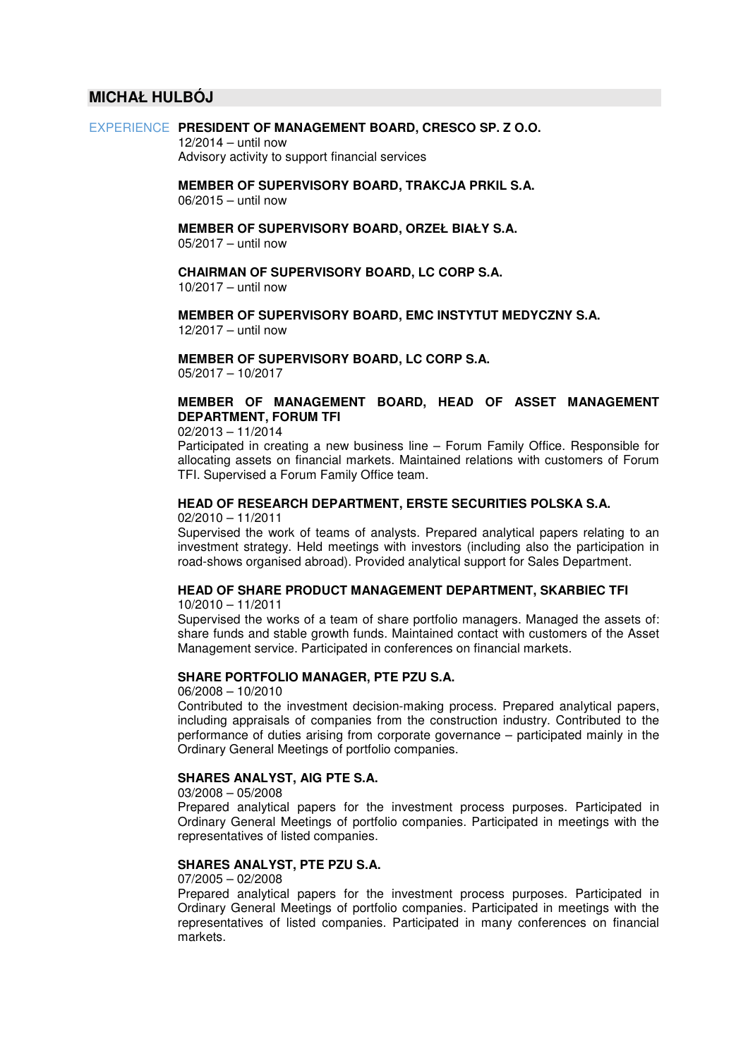# MICHAŁ HULBÓJ

## EXPERIENCE

**PRESIDENT OF MANAGEMENT BOARD, CRESCO SP. Z O.O.**
12/2014 – until now
Advisory activity to support financial services

**MEMBER OF SUPERVISORY BOARD, TRAKCJA PRKIL S.A.**
06/2015 – until now

**MEMBER OF SUPERVISORY BOARD, ORZEŁ BIAŁY S.A.**
05/2017 – until now

**CHAIRMAN OF SUPERVISORY BOARD, LC CORP S.A.**
10/2017 – until now

**MEMBER OF SUPERVISORY BOARD, EMC INSTYTUT MEDYCZNY S.A.**
12/2017 – until now

**MEMBER OF SUPERVISORY BOARD, LC CORP S.A.**
05/2017 – 10/2017

**MEMBER OF MANAGEMENT BOARD, HEAD OF ASSET MANAGEMENT DEPARTMENT, FORUM TFI**
02/2013 – 11/2014
Participated in creating a new business line – Forum Family Office. Responsible for allocating assets on financial markets. Maintained relations with customers of Forum TFI. Supervised a Forum Family Office team.

**HEAD OF RESEARCH DEPARTMENT, ERSTE SECURITIES POLSKA S.A.**
02/2010 – 11/2011
Supervised the work of teams of analysts. Prepared analytical papers relating to an investment strategy. Held meetings with investors (including also the participation in road-shows organised abroad). Provided analytical support for Sales Department.

**HEAD OF SHARE PRODUCT MANAGEMENT DEPARTMENT, SKARBIEC TFI**
10/2010 – 11/2011
Supervised the works of a team of share portfolio managers. Managed the assets of: share funds and stable growth funds. Maintained contact with customers of the Asset Management service. Participated in conferences on financial markets.

**SHARE PORTFOLIO MANAGER, PTE PZU S.A.**
06/2008 – 10/2010
Contributed to the investment decision-making process. Prepared analytical papers, including appraisals of companies from the construction industry. Contributed to the performance of duties arising from corporate governance – participated mainly in the Ordinary General Meetings of portfolio companies.

**SHARES ANALYST, AIG PTE S.A.**
03/2008 – 05/2008
Prepared analytical papers for the investment process purposes. Participated in Ordinary General Meetings of portfolio companies. Participated in meetings with the representatives of listed companies.

**SHARES ANALYST, PTE PZU S.A.**
07/2005 – 02/2008
Prepared analytical papers for the investment process purposes. Participated in Ordinary General Meetings of portfolio companies. Participated in meetings with the representatives of listed companies. Participated in many conferences on financial markets.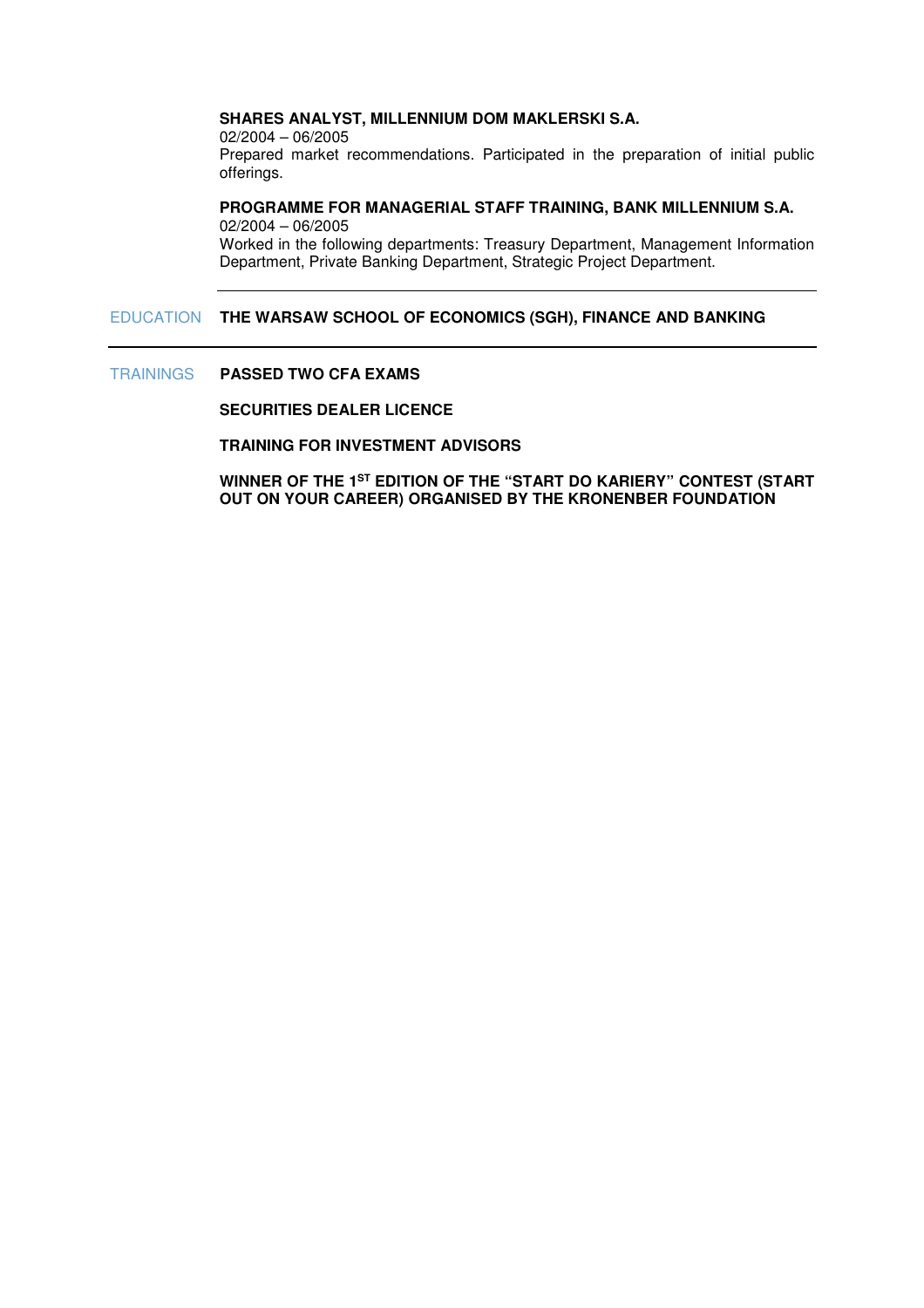**SHARES ANALYST, MILLENNIUM DOM MAKLERSKI S.A.**
02/2004 – 06/2005
Prepared market recommendations. Participated in the preparation of initial public offerings.

**PROGRAMME FOR MANAGERIAL STAFF TRAINING, BANK MILLENNIUM S.A.**
02/2004 – 06/2005
Worked in the following departments: Treasury Department, Management Information Department, Private Banking Department, Strategic Project Department.

---

## EDUCATION

**THE WARSAW SCHOOL OF ECONOMICS (SGH), FINANCE AND BANKING**

---

## TRAININGS

**PASSED TWO CFA EXAMS**

**SECURITIES DEALER LICENCE**

**TRAINING FOR INVESTMENT ADVISORS**

**WINNER OF THE 1ST EDITION OF THE "START DO KARIERY" CONTEST (START OUT ON YOUR CAREER) ORGANISED BY THE KRONENBER FOUNDATION**